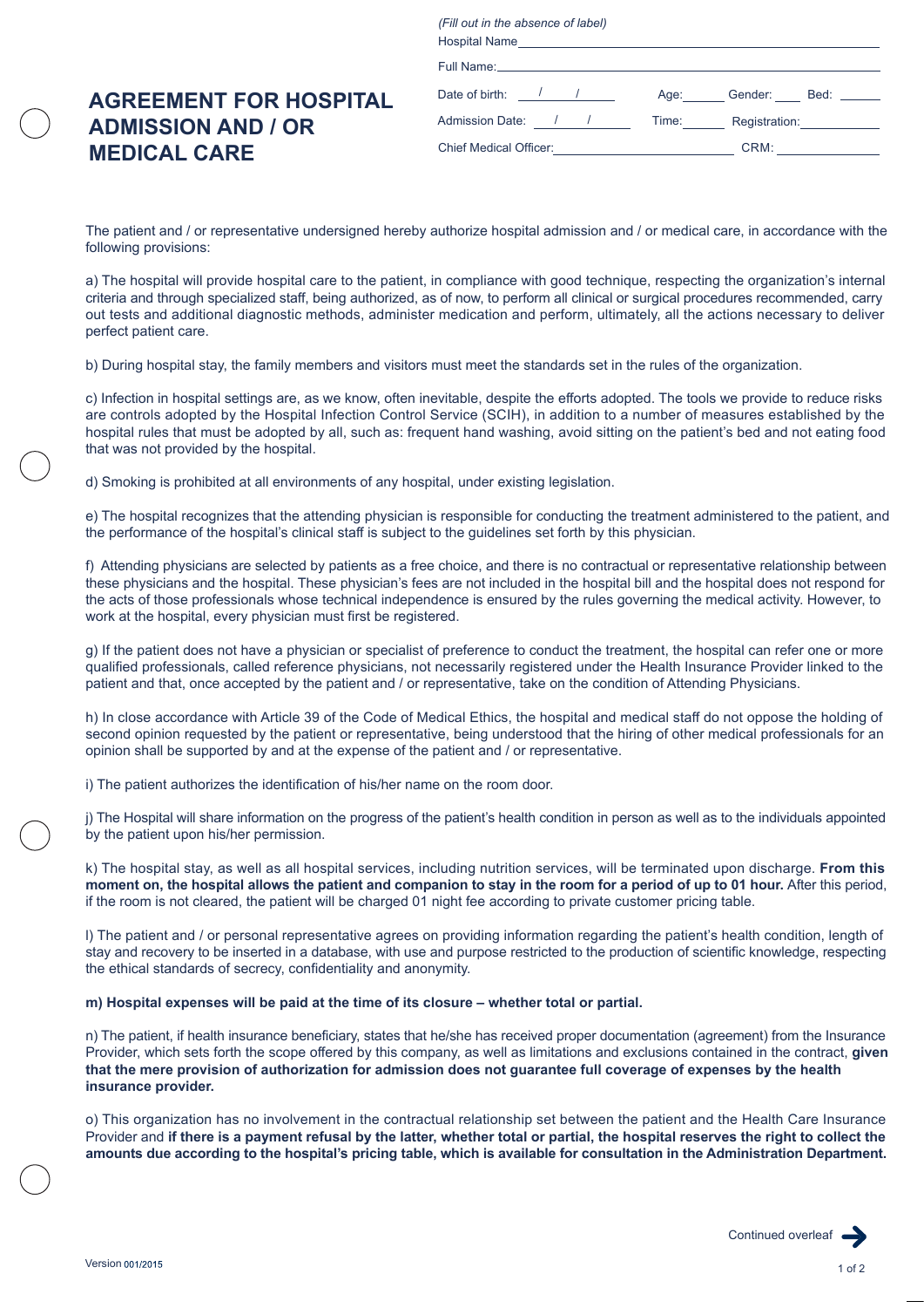# AGREEMENT FOR HOSPITAL ADMISSION AND / OR MEDICAL CARE

*(Fill out in the absence of label)*

Hospital Name\_\_\_\_\_\_\_\_\_\_\_\_\_\_\_\_\_\_\_\_\_\_\_\_\_\_\_\_\_\_\_\_\_\_\_\_\_\_\_\_\_\_\_\_\_\_

Full Name:\_\_\_\_\_\_\_\_\_\_\_\_\_\_\_\_\_\_\_\_\_\_\_\_\_\_\_\_\_\_\_\_\_\_\_\_\_\_\_\_\_\_\_\_\_\_

Date of birth: \_\_\_/\_\_\_/\_\_\_ Age:\_\_\_\_\_ Gender:\_\_\_\_ Bed:\_\_\_\_\_

Admission Date: \_\_\_/\_\_\_/\_\_\_ Time:\_\_\_\_\_ Registration:\_\_\_\_\_\_\_\_\_\_

Chief Medical Officer:\_\_\_\_\_\_\_\_\_\_\_\_\_\_\_\_\_\_\_\_\_\_\_\_ CRM:\_\_\_\_\_\_\_\_\_\_\_\_\_

The patient and / or representative undersigned hereby authorize hospital admission and / or medical care, in accordance with the following provisions:

a) The hospital will provide hospital care to the patient, in compliance with good technique, respecting the organization's internal criteria and through specialized staff, being authorized, as of now, to perform all clinical or surgical procedures recommended, carry out tests and additional diagnostic methods, administer medication and perform, ultimately, all the actions necessary to deliver perfect patient care.

b) During hospital stay, the family members and visitors must meet the standards set in the rules of the organization.

c) Infection in hospital settings are, as we know, often inevitable, despite the efforts adopted. The tools we provide to reduce risks are controls adopted by the Hospital Infection Control Service (SCIH), in addition to a number of measures established by the hospital rules that must be adopted by all, such as: frequent hand washing, avoid sitting on the patient's bed and not eating food that was not provided by the hospital.

d) Smoking is prohibited at all environments of any hospital, under existing legislation.

e) The hospital recognizes that the attending physician is responsible for conducting the treatment administered to the patient, and the performance of the hospital's clinical staff is subject to the guidelines set forth by this physician.

f) Attending physicians are selected by patients as a free choice, and there is no contractual or representative relationship between these physicians and the hospital. These physician's fees are not included in the hospital bill and the hospital does not respond for the acts of those professionals whose technical independence is ensured by the rules governing the medical activity. However, to work at the hospital, every physician must first be registered.

g) If the patient does not have a physician or specialist of preference to conduct the treatment, the hospital can refer one or more qualified professionals, called reference physicians, not necessarily registered under the Health Insurance Provider linked to the patient and that, once accepted by the patient and / or representative, take on the condition of Attending Physicians.

h) In close accordance with Article 39 of the Code of Medical Ethics, the hospital and medical staff do not oppose the holding of second opinion requested by the patient or representative, being understood that the hiring of other medical professionals for an opinion shall be supported by and at the expense of the patient and / or representative.

i) The patient authorizes the identification of his/her name on the room door.

j) The Hospital will share information on the progress of the patient's health condition in person as well as to the individuals appointed by the patient upon his/her permission.

k) The hospital stay, as well as all hospital services, including nutrition services, will be terminated upon discharge. **From this moment on, the hospital allows the patient and companion to stay in the room for a period of up to 01 hour.** After this period, if the room is not cleared, the patient will be charged 01 night fee according to private customer pricing table.

l) The patient and / or personal representative agrees on providing information regarding the patient's health condition, length of stay and recovery to be inserted in a database, with use and purpose restricted to the production of scientific knowledge, respecting the ethical standards of secrecy, confidentiality and anonymity.

**m) Hospital expenses will be paid at the time of its closure – whether total or partial.**

n) The patient, if health insurance beneficiary, states that he/she has received proper documentation (agreement) from the Insurance Provider, which sets forth the scope offered by this company, as well as limitations and exclusions contained in the contract, **given that the mere provision of authorization for admission does not guarantee full coverage of expenses by the health insurance provider.**

o) This organization has no involvement in the contractual relationship set between the patient and the Health Care Insurance Provider and **if there is a payment refusal by the latter, whether total or partial, the hospital reserves the right to collect the amounts due according to the hospital's pricing table, which is available for consultation in the Administration Department.**

Continued overleaf

Version 001/2015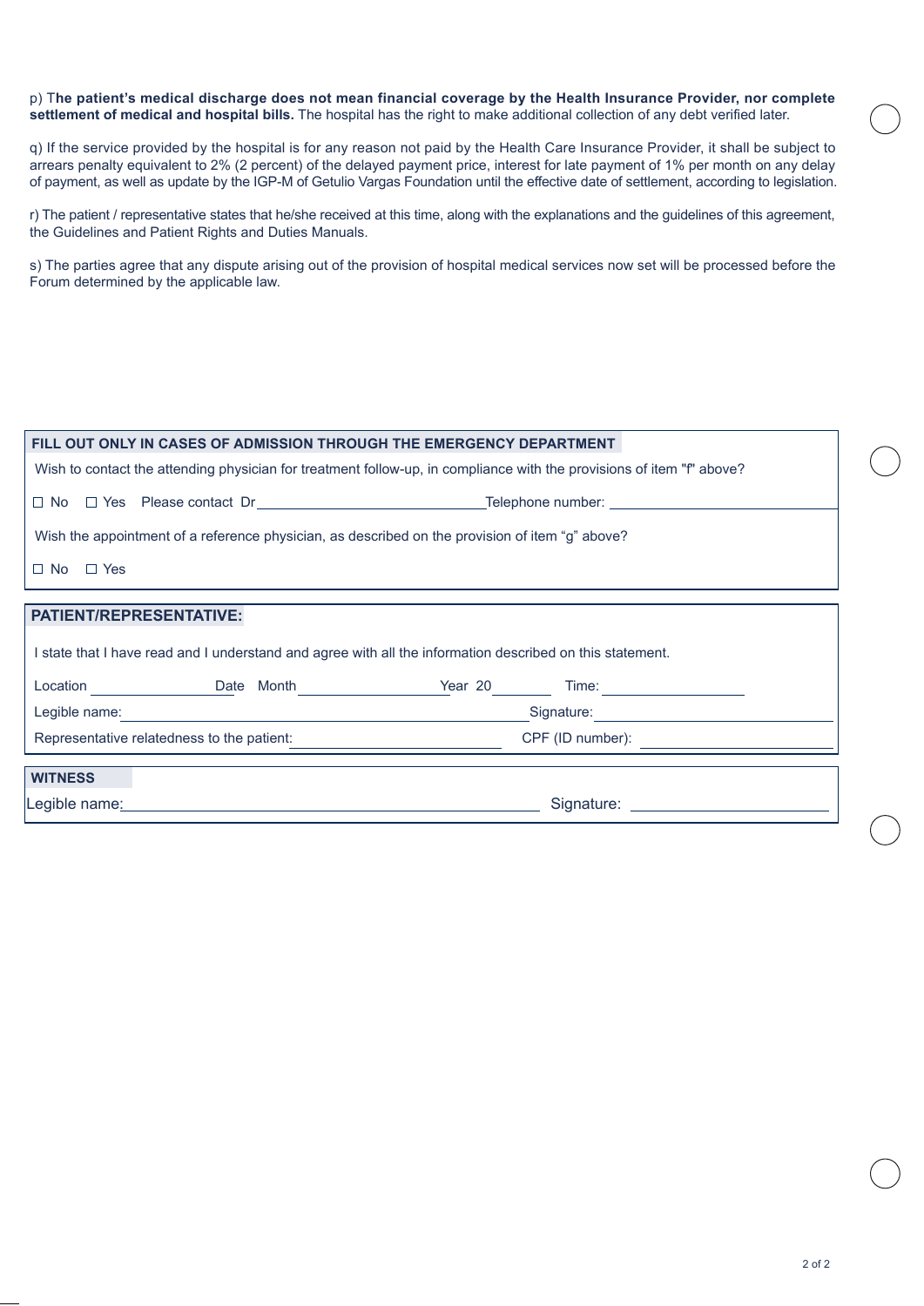p) T**he patient's medical discharge does not mean financial coverage by the Health Insurance Provider, nor complete settlement of medical and hospital bills.** The hospital has the right to make additional collection of any debt verified later.

q) If the service provided by the hospital is for any reason not paid by the Health Care Insurance Provider, it shall be subject to arrears penalty equivalent to 2% (2 percent) of the delayed payment price, interest for late payment of 1% per month on any delay of payment, as well as update by the IGP-M of Getulio Vargas Foundation until the effective date of settlement, according to legislation.

r) The patient / representative states that he/she received at this time, along with the explanations and the guidelines of this agreement, the Guidelines and Patient Rights and Duties Manuals.

s) The parties agree that any dispute arising out of the provision of hospital medical services now set will be processed before the Forum determined by the applicable law.

**FILL OUT ONLY IN CASES OF ADMISSION THROUGH THE EMERGENCY DEPARTMENT**

Wish to contact the attending physician for treatment follow-up, in compliance with the provisions of item "f" above?

☐ No ☐ Yes Please contact Dr ____________________ Telephone number: ____________________

Wish the appointment of a reference physician, as described on the provision of item "g" above?

☐ No ☐ Yes

**PATIENT/REPRESENTATIVE:**

I state that I have read and I understand and agree with all the information described on this statement.

Location ____________ Date Month ____________ Year 20______ Time: ____________

Legible name: ______________________________ Signature: ____________________

Representative relatedness to the patient: ____________________ CPF (ID number): ____________________

**WITNESS**

Legible name: ______________________________ Signature: ____________________